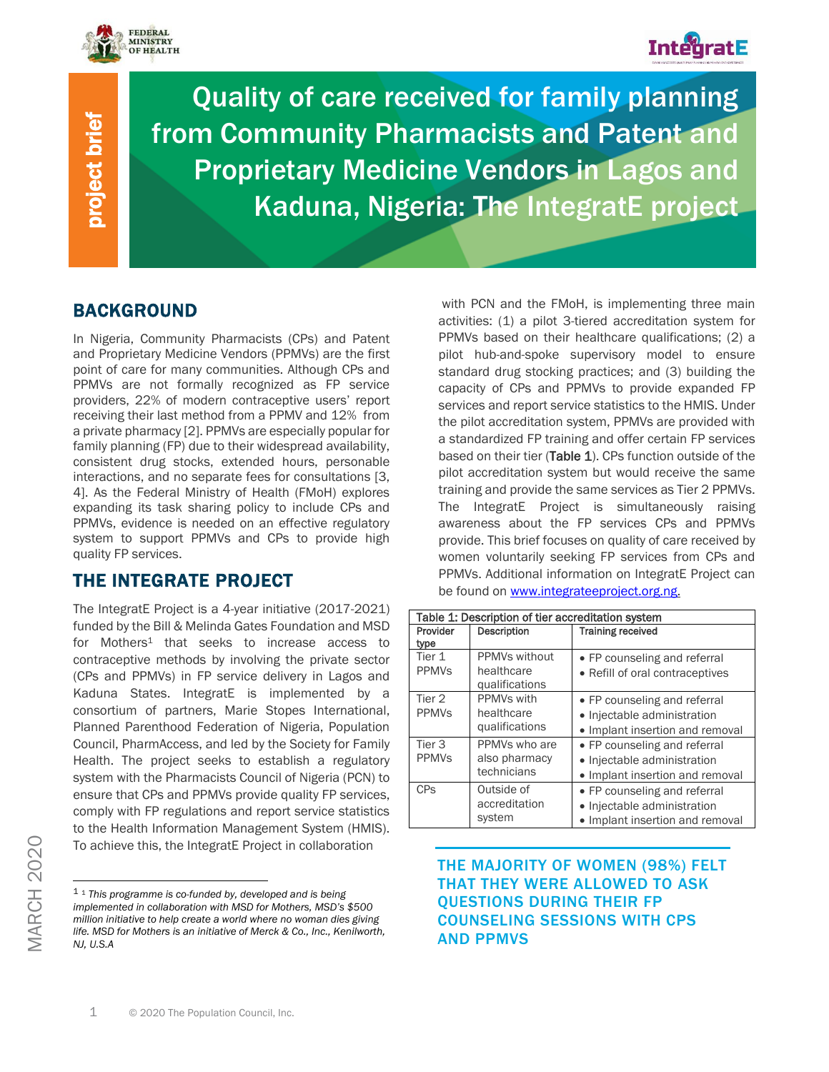# Quality of care received for family planning from Community Pharmacists and Patent and Proprietary Medicine Vendors in Lagos and Kaduna, Nigeria: The IntegratE project

project brief

## BACKGROUND

In Nigeria, Community Pharmacists (CPs) and Patent and Proprietary Medicine Vendors (PPMVs) are the first point of care for many communities. Although CPs and PPMVs are not formally recognized as FP service providers, 22% of modern contraceptive users' report receiving their last method from a PPMV and 12% from a private pharmacy [2]. PPMVs are especially popular for family planning (FP) due to their widespread availability, consistent drug stocks, extended hours, personable interactions, and no separate fees for consultations [3, 4]. As the Federal Ministry of Health (FMoH) explores expanding its task sharing policy to include CPs and PPMVs, evidence is needed on an effective regulatory system to support PPMVs and CPs to provide high quality FP services.

## THE INTEGRATE PROJECT

The IntegratE Project is a 4-year initiative (2017-2021) funded by the Bill & Melinda Gates Foundation and MSD for Mothers[1] that seeks to increase access to contraceptive methods by involving the private sector (CPs and PPMVs) in FP service delivery in Lagos and Kaduna States. IntegratE is implemented by a consortium of partners, Marie Stopes International, Planned Parenthood Federation of Nigeria, Population Council, PharmAccess, and led by the Society for Family Health. The project seeks to establish a regulatory system with the Pharmacists Council of Nigeria (PCN) to ensure that CPs and PPMVs provide quality FP services, comply with FP regulations and report service statistics to the Health Information Management System (HMIS). To achieve this, the IntegratE Project in collaboration with PCN and the FMoH, is implementing three main activities: (1) a pilot 3-tiered accreditation system for PPMVs based on their healthcare qualifications; (2) a pilot hub-and-spoke supervisory model to ensure standard drug stocking practices; and (3) building the capacity of CPs and PPMVs to provide expanded FP services and report service statistics to the HMIS. Under the pilot accreditation system, PPMVs are provided with a standardized FP training and offer certain FP services based on their tier (**Table 1**). CPs function outside of the pilot accreditation system but would receive the same training and provide the same services as Tier 2 PPMVs. The IntegratE Project is simultaneously raising awareness about the FP services CPs and PPMVs provide. This brief focuses on quality of care received by women voluntarily seeking FP services from CPs and PPMVs. Additional information on IntegratE Project can be found on www.integrateeproject.org.ng.

**Table 1: Description of tier accreditation system**

| Provider type | Description | Training received |
|---|---|---|
| Tier 1 PPMVs | PPMVs without healthcare qualifications | • FP counseling and referral<br>• Refill of oral contraceptives |
| Tier 2 PPMVs | PPMVs with healthcare qualifications | • FP counseling and referral<br>• Injectable administration<br>• Implant insertion and removal |
| Tier 3 PPMVs | PPMVs who are also pharmacy technicians | • FP counseling and referral<br>• Injectable administration<br>• Implant insertion and removal |
| CPs | Outside of accreditation system | • FP counseling and referral<br>• Injectable administration<br>• Implant insertion and removal |

**THE MAJORITY OF WOMEN (98%) FELT THAT THEY WERE ALLOWED TO ASK QUESTIONS DURING THEIR FP COUNSELING SESSIONS WITH CPS AND PPMVS**

---

[1] *This programme is co-funded by, developed and is being implemented in collaboration with MSD for Mothers, MSD's $500 million initiative to help create a world where no woman dies giving life. MSD for Mothers is an initiative of Merck & Co., Inc., Kenilworth, NJ, U.S.A*

© 2020 The Population Council, Inc.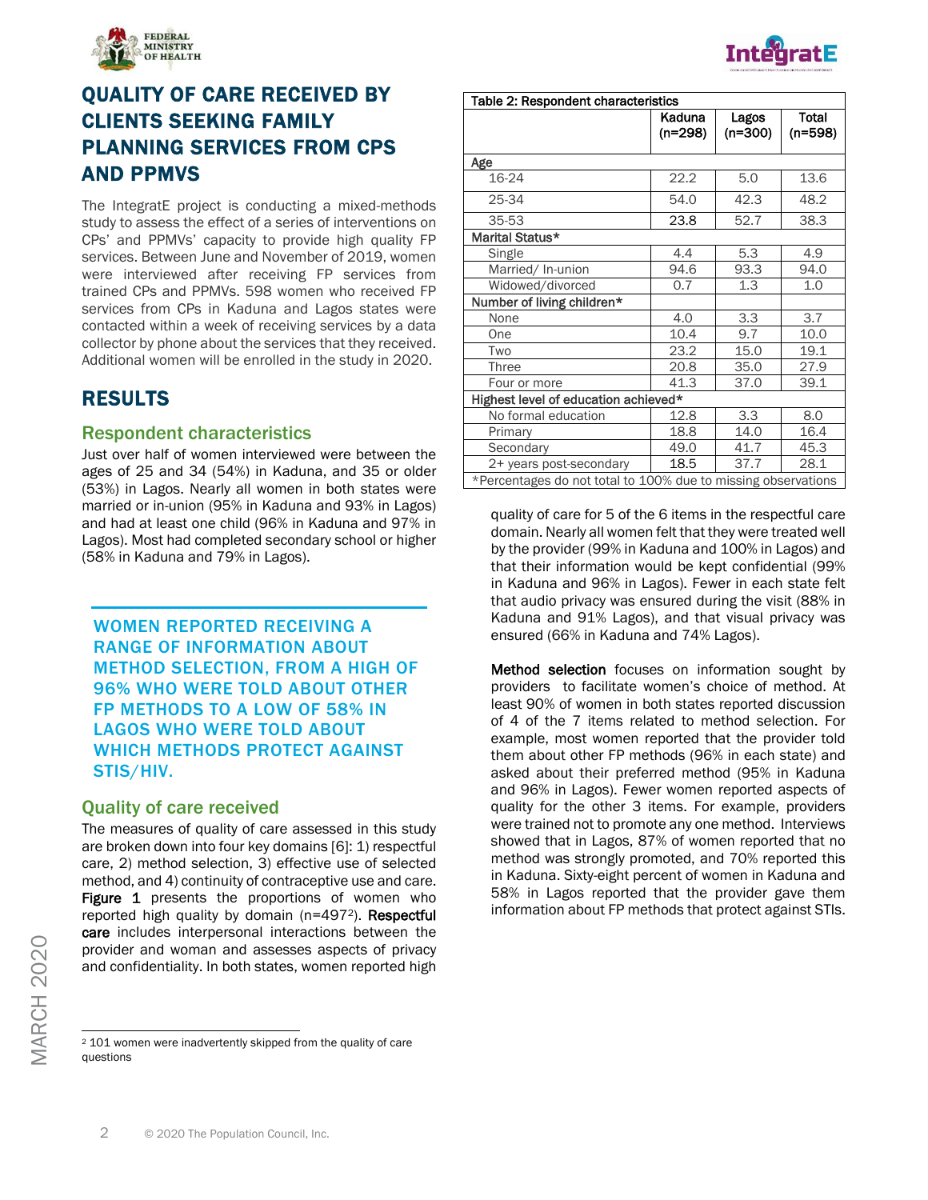# QUALITY OF CARE RECEIVED BY CLIENTS SEEKING FAMILY PLANNING SERVICES FROM CPS AND PPMVS

The IntegratE project is conducting a mixed-methods study to assess the effect of a series of interventions on CPs' and PPMVs' capacity to provide high quality FP services. Between June and November of 2019, women were interviewed after receiving FP services from trained CPs and PPMVs. 598 women who received FP services from CPs in Kaduna and Lagos states were contacted within a week of receiving services by a data collector by phone about the services that they received. Additional women will be enrolled in the study in 2020.

## RESULTS

### Respondent characteristics

Just over half of women interviewed were between the ages of 25 and 34 (54%) in Kaduna, and 35 or older (53%) in Lagos. Nearly all women in both states were married or in-union (95% in Kaduna and 93% in Lagos) and had at least one child (96% in Kaduna and 97% in Lagos). Most had completed secondary school or higher (58% in Kaduna and 79% in Lagos).

Table 2: Respondent characteristics

| | Kaduna (n=298) | Lagos (n=300) | Total (n=598) |
|---|---|---|---|
| **Age** | | | |
| 16-24 | 22.2 | 5.0 | 13.6 |
| 25-34 | 54.0 | 42.3 | 48.2 |
| 35-53 | 23.8 | 52.7 | 38.3 |
| **Marital Status*** | | | |
| Single | 4.4 | 5.3 | 4.9 |
| Married/ In-union | 94.6 | 93.3 | 94.0 |
| Widowed/divorced | 0.7 | 1.3 | 1.0 |
| **Number of living children*** | | | |
| None | 4.0 | 3.3 | 3.7 |
| One | 10.4 | 9.7 | 10.0 |
| Two | 23.2 | 15.0 | 19.1 |
| Three | 20.8 | 35.0 | 27.9 |
| Four or more | 41.3 | 37.0 | 39.1 |
| **Highest level of education achieved*** | | | |
| No formal education | 12.8 | 3.3 | 8.0 |
| Primary | 18.8 | 14.0 | 16.4 |
| Secondary | 49.0 | 41.7 | 45.3 |
| 2+ years post-secondary | 18.5 | 37.7 | 28.1 |

*Percentages do not total to 100% due to missing observations

**WOMEN REPORTED RECEIVING A RANGE OF INFORMATION ABOUT METHOD SELECTION, FROM A HIGH OF 96% WHO WERE TOLD ABOUT OTHER FP METHODS TO A LOW OF 58% IN LAGOS WHO WERE TOLD ABOUT WHICH METHODS PROTECT AGAINST STIS/HIV.**

### Quality of care received

The measures of quality of care assessed in this study are broken down into four key domains [6]: 1) respectful care, 2) method selection, 3) effective use of selected method, and 4) continuity of contraceptive use and care. **Figure 1** presents the proportions of women who reported high quality by domain (n=497[2]). **Respectful care** includes interpersonal interactions between the provider and woman and assesses aspects of privacy and confidentiality. In both states, women reported high quality of care for 5 of the 6 items in the respectful care domain. Nearly all women felt that they were treated well by the provider (99% in Kaduna and 100% in Lagos) and that their information would be kept confidential (99% in Kaduna and 96% in Lagos). Fewer in each state felt that audio privacy was ensured during the visit (88% in Kaduna and 91% Lagos), and that visual privacy was ensured (66% in Kaduna and 74% Lagos).

**Method selection** focuses on information sought by providers to facilitate women's choice of method. At least 90% of women in both states reported discussion of 4 of the 7 items related to method selection. For example, most women reported that the provider told them about other FP methods (96% in each state) and asked about their preferred method (95% in Kaduna and 96% in Lagos). Fewer women reported aspects of quality for the other 3 items. For example, providers were trained not to promote any one method. Interviews showed that in Lagos, 87% of women reported that no method was strongly promoted, and 70% reported this in Kaduna. Sixty-eight percent of women in Kaduna and 58% in Lagos reported that the provider gave them information about FP methods that protect against STIs.

[2] 101 women were inadvertently skipped from the quality of care questions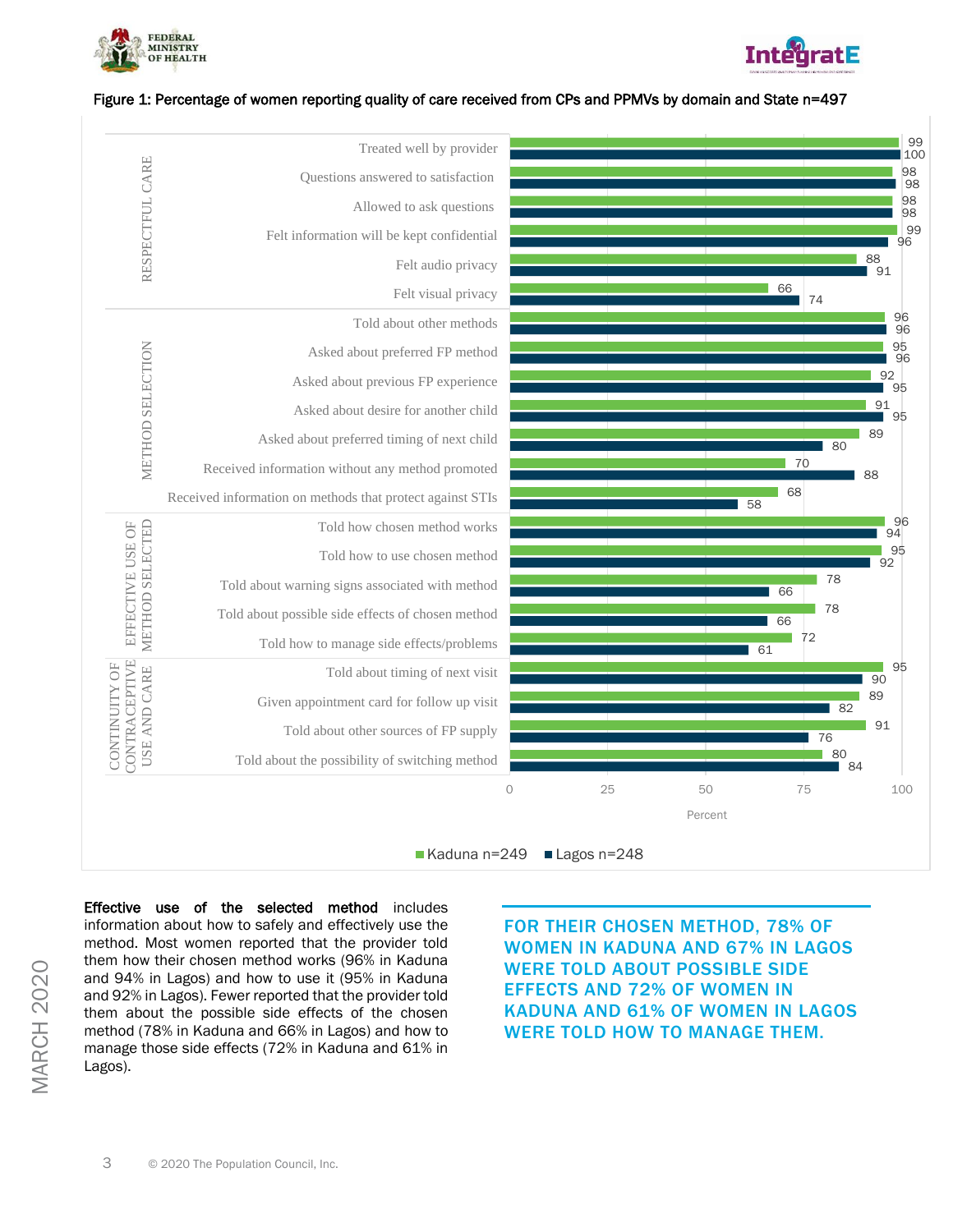Figure 1: Percentage of women reporting quality of care received from CPs and PPMVs by domain and State n=497

| Domain | Indicator | Kaduna n=249 | Lagos n=248 |
|---|---|---|---|
| RESPECTFUL CARE | Treated well by provider | 99 | 100 |
| | Questions answered to satisfaction | 98 | 98 |
| | Allowed to ask questions | 98 | 98 |
| | Felt information will be kept confidential | 99 | 96 |
| | Felt audio privacy | 88 | 91 |
| | Felt visual privacy | 66 | 74 |
| METHOD SELECTION | Told about other methods | 96 | 96 |
| | Asked about preferred FP method | 95 | 96 |
| | Asked about previous FP experience | 92 | 95 |
| | Asked about desire for another child | 91 | 95 |
| | Asked about preferred timing of next child | 89 | 80 |
| | Received information without any method promoted | 70 | 88 |
| | Received information on methods that protect against STIs | 68 | 58 |
| EFFECTIVE USE OF METHOD SELECTED | Told how chosen method works | 96 | 94 |
| | Told how to use chosen method | 95 | 92 |
| | Told about warning signs associated with method | 78 | 66 |
| | Told about possible side effects of chosen method | 78 | 66 |
| | Told how to manage side effects/problems | 72 | 61 |
| CONTINUITY OF CONTRACEPTIVE USE AND CARE | Told about timing of next visit | 95 | 90 |
| | Given appointment card for follow up visit | 89 | 82 |
| | Told about other sources of FP supply | 91 | 76 |
| | Told about the possibility of switching method | 80 | 84 |

Percent

**Effective use of the selected method** includes information about how to safely and effectively use the method. Most women reported that the provider told them how their chosen method works (96% in Kaduna and 94% in Lagos) and how to use it (95% in Kaduna and 92% in Lagos). Fewer reported that the provider told them about the possible side effects of the chosen method (78% in Kaduna and 66% in Lagos) and how to manage those side effects (72% in Kaduna and 61% in Lagos).

**FOR THEIR CHOSEN METHOD, 78% OF WOMEN IN KADUNA AND 67% IN LAGOS WERE TOLD ABOUT POSSIBLE SIDE EFFECTS AND 72% OF WOMEN IN KADUNA AND 61% OF WOMEN IN LAGOS WERE TOLD HOW TO MANAGE THEM.**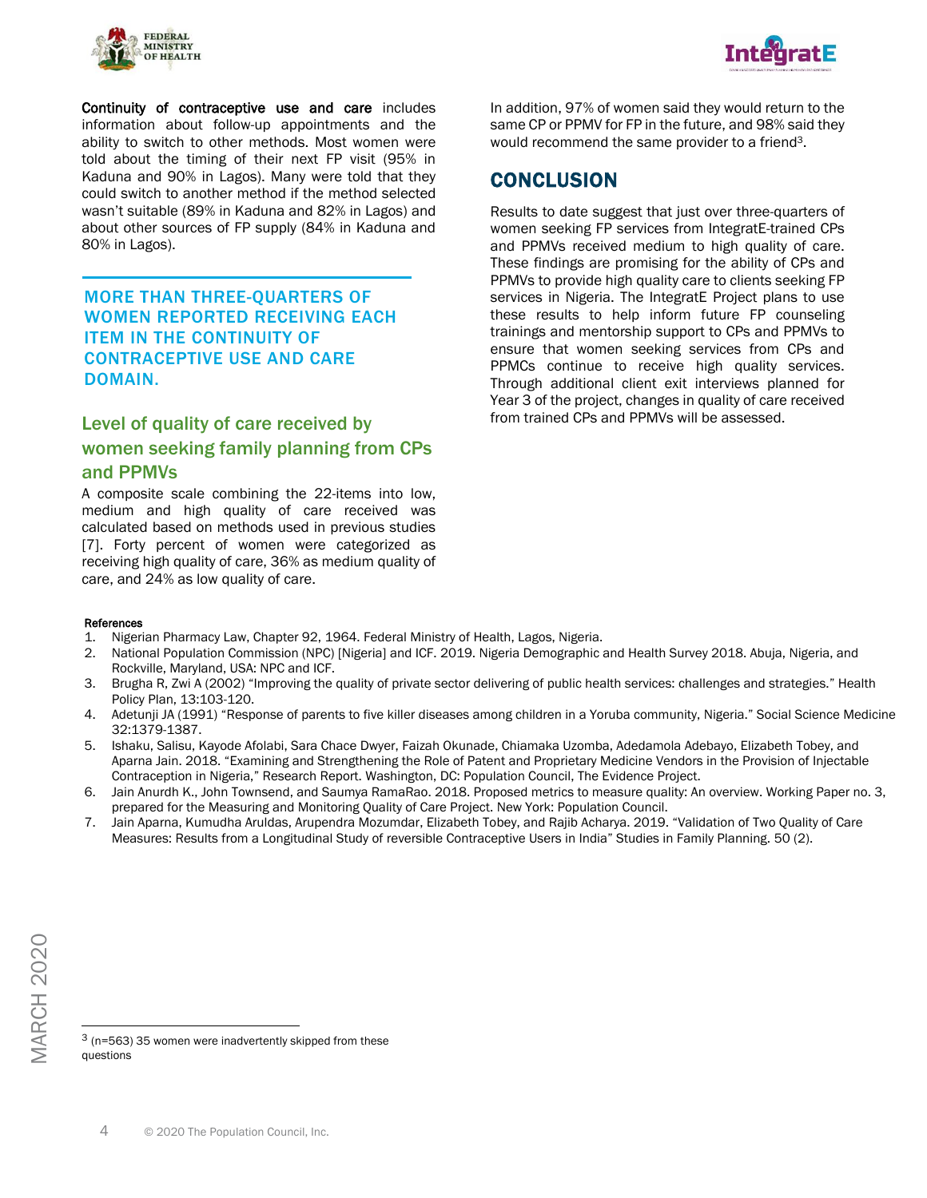**Continuity of contraceptive use and care** includes information about follow-up appointments and the ability to switch to other methods. Most women were told about the timing of their next FP visit (95% in Kaduna and 90% in Lagos). Many were told that they could switch to another method if the method selected wasn't suitable (89% in Kaduna and 82% in Lagos) and about other sources of FP supply (84% in Kaduna and 80% in Lagos).

**MORE THAN THREE-QUARTERS OF WOMEN REPORTED RECEIVING EACH ITEM IN THE CONTINUITY OF CONTRACEPTIVE USE AND CARE DOMAIN.**

### Level of quality of care received by women seeking family planning from CPs and PPMVs

A composite scale combining the 22-items into low, medium and high quality of care received was calculated based on methods used in previous studies [7]. Forty percent of women were categorized as receiving high quality of care, 36% as medium quality of care, and 24% as low quality of care.

In addition, 97% of women said they would return to the same CP or PPMV for FP in the future, and 98% said they would recommend the same provider to a friend[3].

## CONCLUSION

Results to date suggest that just over three-quarters of women seeking FP services from IntegratE-trained CPs and PPMVs received medium to high quality of care. These findings are promising for the ability of CPs and PPMVs to provide high quality care to clients seeking FP services in Nigeria. The IntegratE Project plans to use these results to help inform future FP counseling trainings and mentorship support to CPs and PPMVs to ensure that women seeking services from CPs and PPMCs continue to receive high quality services. Through additional client exit interviews planned for Year 3 of the project, changes in quality of care received from trained CPs and PPMVs will be assessed.

**References**

1. Nigerian Pharmacy Law, Chapter 92, 1964. Federal Ministry of Health, Lagos, Nigeria.
2. National Population Commission (NPC) [Nigeria] and ICF. 2019. Nigeria Demographic and Health Survey 2018. Abuja, Nigeria, and Rockville, Maryland, USA: NPC and ICF.
3. Brugha R, Zwi A (2002) "Improving the quality of private sector delivering of public health services: challenges and strategies." Health Policy Plan, 13:103-120.
4. Adetunji JA (1991) "Response of parents to five killer diseases among children in a Yoruba community, Nigeria." Social Science Medicine 32:1379-1387.
5. Ishaku, Salisu, Kayode Afolabi, Sara Chace Dwyer, Faizah Okunade, Chiamaka Uzomba, Adedamola Adebayo, Elizabeth Tobey, and Aparna Jain. 2018. "Examining and Strengthening the Role of Patent and Proprietary Medicine Vendors in the Provision of Injectable Contraception in Nigeria," Research Report. Washington, DC: Population Council, The Evidence Project.
6. Jain Anurdh K., John Townsend, and Saumya RamaRao. 2018. Proposed metrics to measure quality: An overview. Working Paper no. 3, prepared for the Measuring and Monitoring Quality of Care Project. New York: Population Council.
7. Jain Aparna, Kumudha Aruldas, Arupendra Mozumdar, Elizabeth Tobey, and Rajib Acharya. 2019. "Validation of Two Quality of Care Measures: Results from a Longitudinal Study of reversible Contraceptive Users in India" Studies in Family Planning. 50 (2).

[3] (n=563) 35 women were inadvertently skipped from these questions

© 2020 The Population Council, Inc.